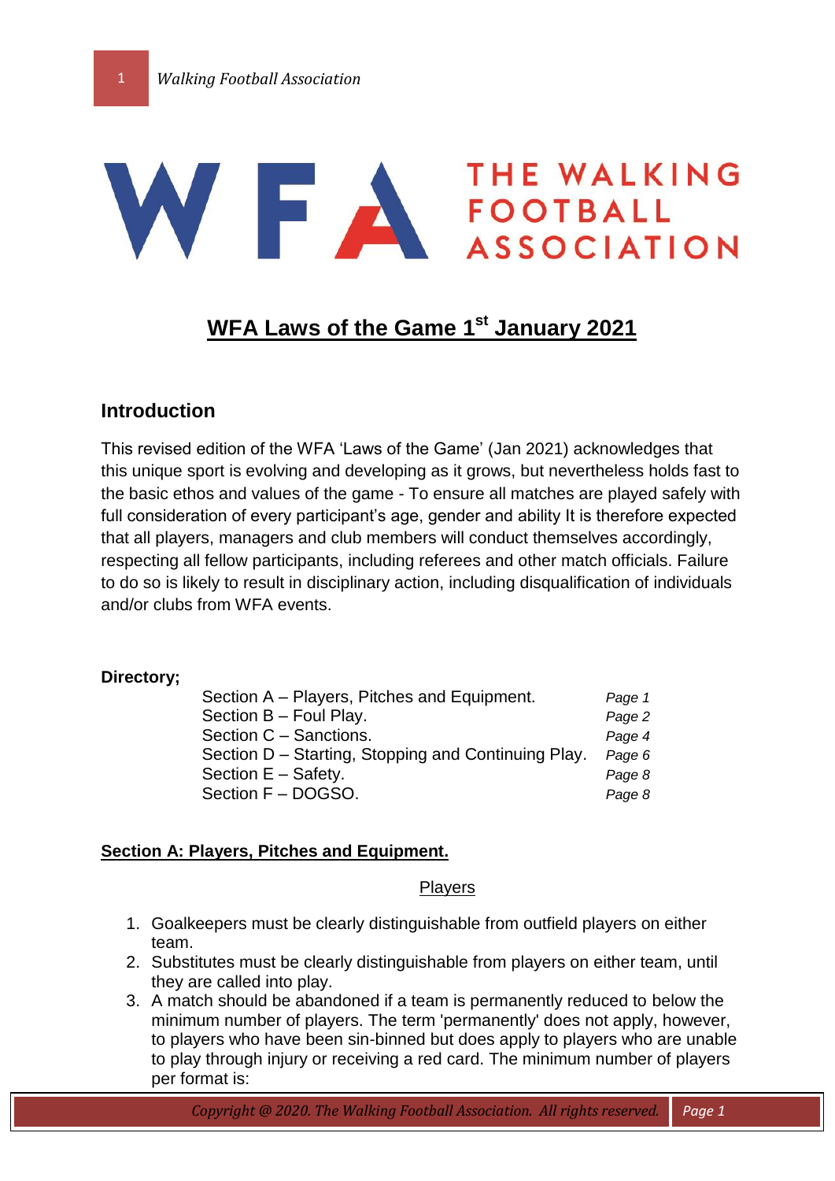# WFA Laws of the Game 1st January 2021

## Introduction

This revised edition of the WFA 'Laws of the Game' (Jan 2021) acknowledges that this unique sport is evolving and developing as it grows, but nevertheless holds fast to the basic ethos and values of the game - To ensure all matches are played safely with full consideration of every participant's age, gender and ability It is therefore expected that all players, managers and club members will conduct themselves accordingly, respecting all fellow participants, including referees and other match officials. Failure to do so is likely to result in disciplinary action, including disqualification of individuals and/or clubs from WFA events.

**Directory;**

| | |
|---|---|
| Section A – Players, Pitches and Equipment. | *Page 1* |
| Section B – Foul Play. | *Page 2* |
| Section C – Sanctions. | *Page 4* |
| Section D – Starting, Stopping and Continuing Play. | *Page 6* |
| Section E – Safety. | *Page 8* |
| Section F – DOGSO. | *Page 8* |

## Section A: Players, Pitches and Equipment.

### Players

1. Goalkeepers must be clearly distinguishable from outfield players on either team.
2. Substitutes must be clearly distinguishable from players on either team, until they are called into play.
3. A match should be abandoned if a team is permanently reduced to below the minimum number of players. The term 'permanently' does not apply, however, to players who have been sin-binned but does apply to players who are unable to play through injury or receiving a red card. The minimum number of players per format is: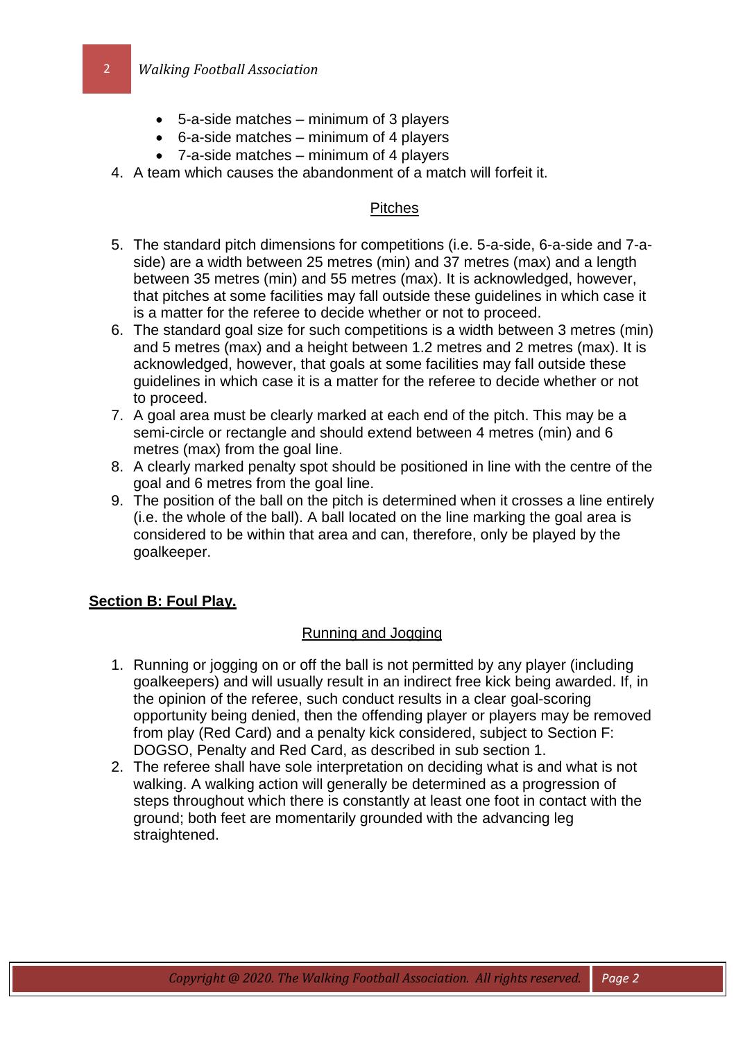- 5-a-side matches – minimum of 3 players
- 6-a-side matches – minimum of 4 players
- 7-a-side matches – minimum of 4 players

4. A team which causes the abandonment of a match will forfeit it.

<u>Pitches</u>

5. The standard pitch dimensions for competitions (i.e. 5-a-side, 6-a-side and 7-a-side) are a width between 25 metres (min) and 37 metres (max) and a length between 35 metres (min) and 55 metres (max). It is acknowledged, however, that pitches at some facilities may fall outside these guidelines in which case it is a matter for the referee to decide whether or not to proceed.
6. The standard goal size for such competitions is a width between 3 metres (min) and 5 metres (max) and a height between 1.2 metres and 2 metres (max). It is acknowledged, however, that goals at some facilities may fall outside these guidelines in which case it is a matter for the referee to decide whether or not to proceed.
7. A goal area must be clearly marked at each end of the pitch. This may be a semi-circle or rectangle and should extend between 4 metres (min) and 6 metres (max) from the goal line.
8. A clearly marked penalty spot should be positioned in line with the centre of the goal and 6 metres from the goal line.
9. The position of the ball on the pitch is determined when it crosses a line entirely (i.e. the whole of the ball). A ball located on the line marking the goal area is considered to be within that area and can, therefore, only be played by the goalkeeper.

## Section B: Foul Play.

<u>Running and Jogging</u>

1. Running or jogging on or off the ball is not permitted by any player (including goalkeepers) and will usually result in an indirect free kick being awarded. If, in the opinion of the referee, such conduct results in a clear goal-scoring opportunity being denied, then the offending player or players may be removed from play (Red Card) and a penalty kick considered, subject to Section F: DOGSO, Penalty and Red Card, as described in sub section 1.
2. The referee shall have sole interpretation on deciding what is and what is not walking. A walking action will generally be determined as a progression of steps throughout which there is constantly at least one foot in contact with the ground; both feet are momentarily grounded with the advancing leg straightened.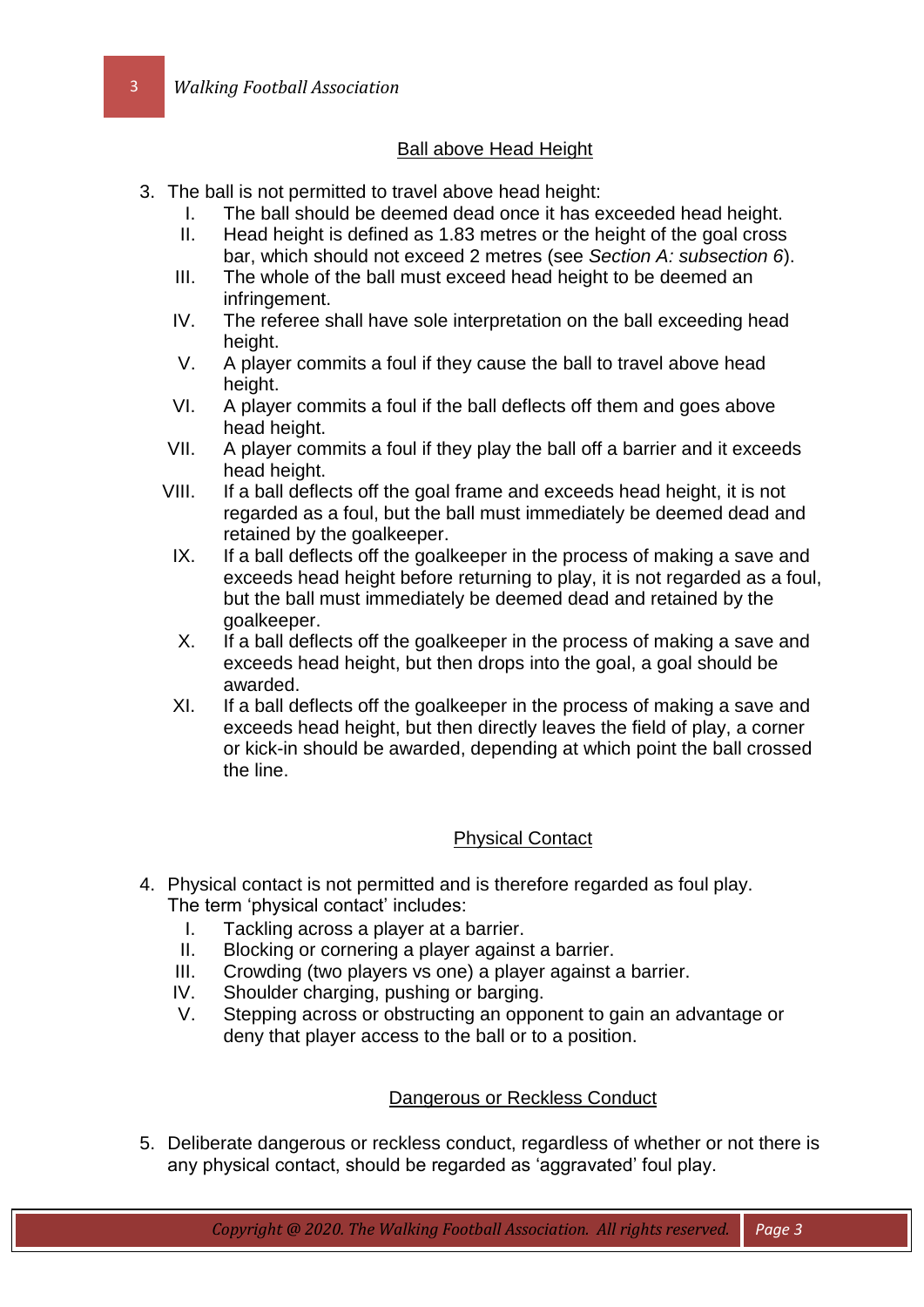## Ball above Head Height

3. The ball is not permitted to travel above head height:
    I. The ball should be deemed dead once it has exceeded head height.
    II. Head height is defined as 1.83 metres or the height of the goal cross bar, which should not exceed 2 metres (see *Section A: subsection 6*).
    III. The whole of the ball must exceed head height to be deemed an infringement.
    IV. The referee shall have sole interpretation on the ball exceeding head height.
    V. A player commits a foul if they cause the ball to travel above head height.
    VI. A player commits a foul if the ball deflects off them and goes above head height.
    VII. A player commits a foul if they play the ball off a barrier and it exceeds head height.
    VIII. If a ball deflects off the goal frame and exceeds head height, it is not regarded as a foul, but the ball must immediately be deemed dead and retained by the goalkeeper.
    IX. If a ball deflects off the goalkeeper in the process of making a save and exceeds head height before returning to play, it is not regarded as a foul, but the ball must immediately be deemed dead and retained by the goalkeeper.
    X. If a ball deflects off the goalkeeper in the process of making a save and exceeds head height, but then drops into the goal, a goal should be awarded.
    XI. If a ball deflects off the goalkeeper in the process of making a save and exceeds head height, but then directly leaves the field of play, a corner or kick-in should be awarded, depending at which point the ball crossed the line.

## Physical Contact

4. Physical contact is not permitted and is therefore regarded as foul play. The term 'physical contact' includes:
    I. Tackling across a player at a barrier.
    II. Blocking or cornering a player against a barrier.
    III. Crowding (two players vs one) a player against a barrier.
    IV. Shoulder charging, pushing or barging.
    V. Stepping across or obstructing an opponent to gain an advantage or deny that player access to the ball or to a position.

## Dangerous or Reckless Conduct

5. Deliberate dangerous or reckless conduct, regardless of whether or not there is any physical contact, should be regarded as 'aggravated' foul play.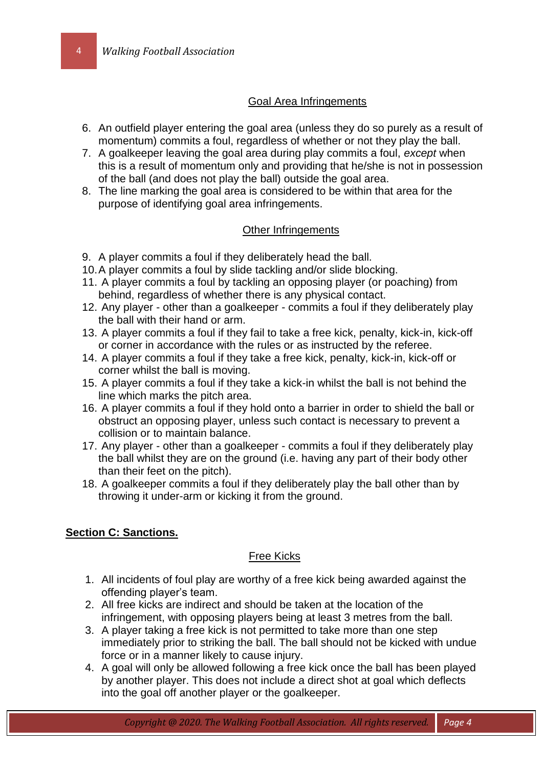### Goal Area Infringements

6. An outfield player entering the goal area (unless they do so purely as a result of momentum) commits a foul, regardless of whether or not they play the ball.
7. A goalkeeper leaving the goal area during play commits a foul, *except* when this is a result of momentum only and providing that he/she is not in possession of the ball (and does not play the ball) outside the goal area.
8. The line marking the goal area is considered to be within that area for the purpose of identifying goal area infringements.

### Other Infringements

9. A player commits a foul if they deliberately head the ball.
10. A player commits a foul by slide tackling and/or slide blocking.
11. A player commits a foul by tackling an opposing player (or poaching) from behind, regardless of whether there is any physical contact.
12. Any player - other than a goalkeeper - commits a foul if they deliberately play the ball with their hand or arm.
13. A player commits a foul if they fail to take a free kick, penalty, kick-in, kick-off or corner in accordance with the rules or as instructed by the referee.
14. A player commits a foul if they take a free kick, penalty, kick-in, kick-off or corner whilst the ball is moving.
15. A player commits a foul if they take a kick-in whilst the ball is not behind the line which marks the pitch area.
16. A player commits a foul if they hold onto a barrier in order to shield the ball or obstruct an opposing player, unless such contact is necessary to prevent a collision or to maintain balance.
17. Any player - other than a goalkeeper - commits a foul if they deliberately play the ball whilst they are on the ground (i.e. having any part of their body other than their feet on the pitch).
18. A goalkeeper commits a foul if they deliberately play the ball other than by throwing it under-arm or kicking it from the ground.

## Section C: Sanctions.

### Free Kicks

1. All incidents of foul play are worthy of a free kick being awarded against the offending player's team.
2. All free kicks are indirect and should be taken at the location of the infringement, with opposing players being at least 3 metres from the ball.
3. A player taking a free kick is not permitted to take more than one step immediately prior to striking the ball. The ball should not be kicked with undue force or in a manner likely to cause injury.
4. A goal will only be allowed following a free kick once the ball has been played by another player. This does not include a direct shot at goal which deflects into the goal off another player or the goalkeeper.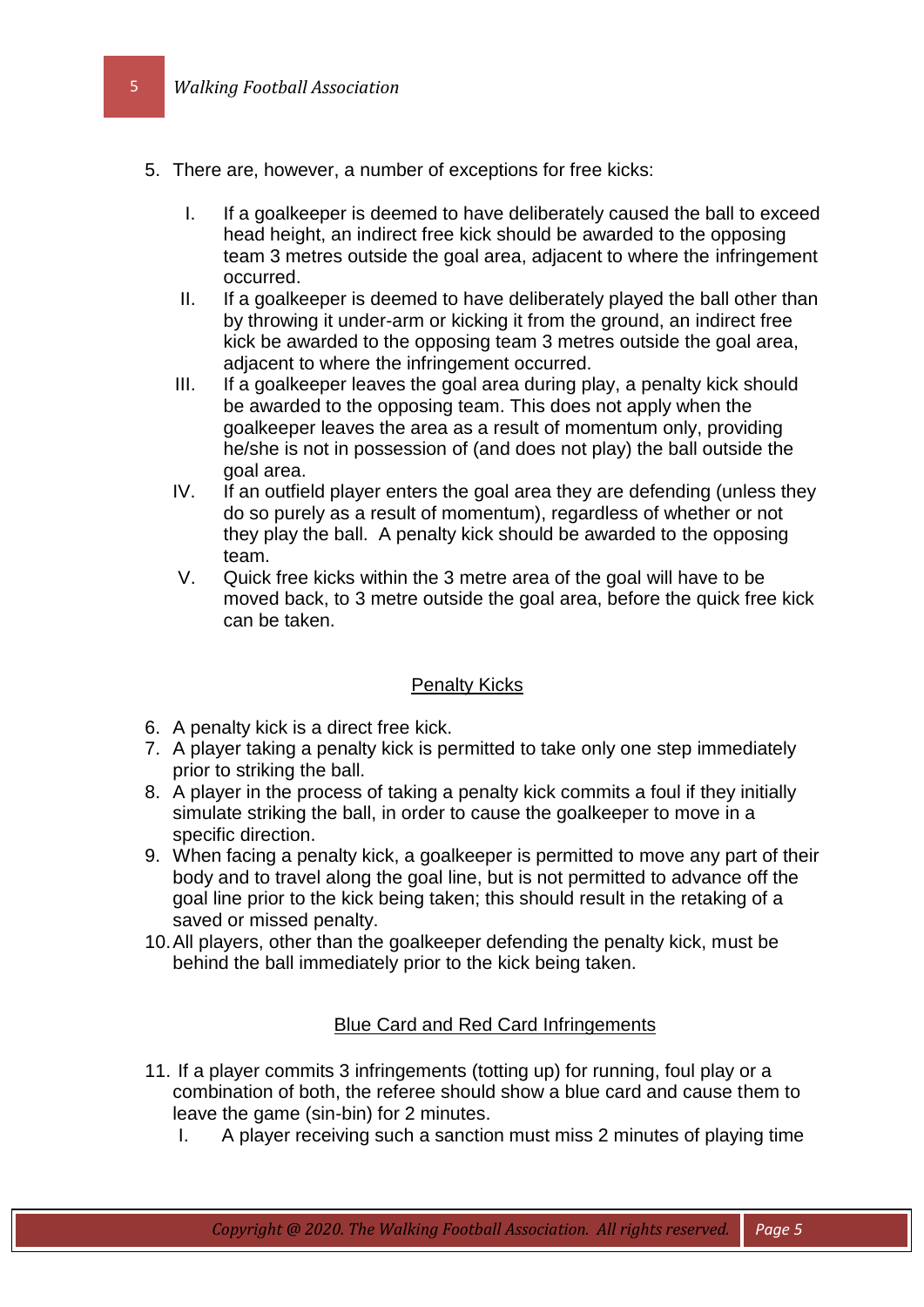5. There are, however, a number of exceptions for free kicks:

   I. If a goalkeeper is deemed to have deliberately caused the ball to exceed head height, an indirect free kick should be awarded to the opposing team 3 metres outside the goal area, adjacent to where the infringement occurred.
   II. If a goalkeeper is deemed to have deliberately played the ball other than by throwing it under-arm or kicking it from the ground, an indirect free kick be awarded to the opposing team 3 metres outside the goal area, adjacent to where the infringement occurred.
   III. If a goalkeeper leaves the goal area during play, a penalty kick should be awarded to the opposing team. This does not apply when the goalkeeper leaves the area as a result of momentum only, providing he/she is not in possession of (and does not play) the ball outside the goal area.
   IV. If an outfield player enters the goal area they are defending (unless they do so purely as a result of momentum), regardless of whether or not they play the ball. A penalty kick should be awarded to the opposing team.
   V. Quick free kicks within the 3 metre area of the goal will have to be moved back, to 3 metre outside the goal area, before the quick free kick can be taken.

## Penalty Kicks

6. A penalty kick is a direct free kick.
7. A player taking a penalty kick is permitted to take only one step immediately prior to striking the ball.
8. A player in the process of taking a penalty kick commits a foul if they initially simulate striking the ball, in order to cause the goalkeeper to move in a specific direction.
9. When facing a penalty kick, a goalkeeper is permitted to move any part of their body and to travel along the goal line, but is not permitted to advance off the goal line prior to the kick being taken; this should result in the retaking of a saved or missed penalty.
10. All players, other than the goalkeeper defending the penalty kick, must be behind the ball immediately prior to the kick being taken.

## Blue Card and Red Card Infringements

11. If a player commits 3 infringements (totting up) for running, foul play or a combination of both, the referee should show a blue card and cause them to leave the game (sin-bin) for 2 minutes.
    I. A player receiving such a sanction must miss 2 minutes of playing time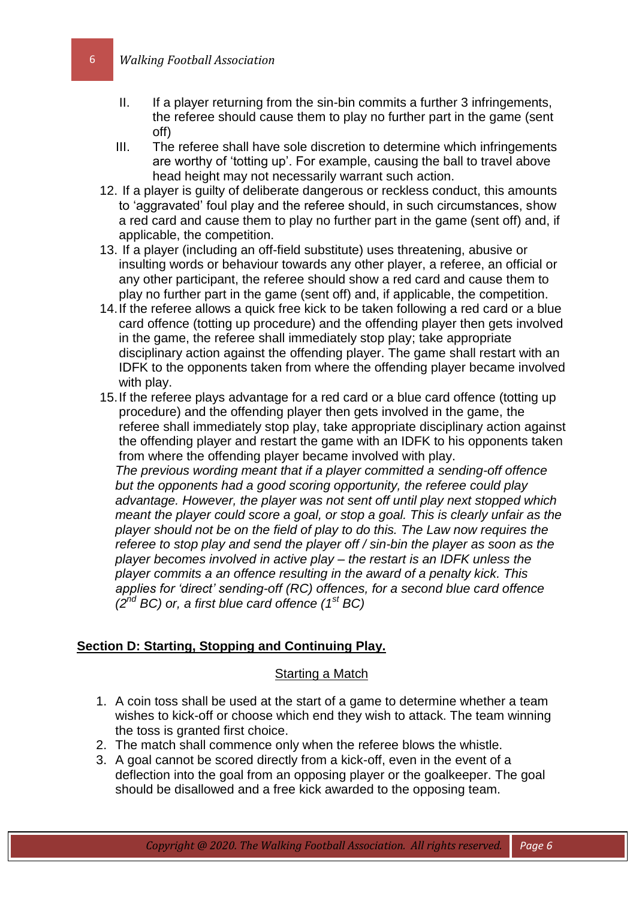II. If a player returning from the sin-bin commits a further 3 infringements, the referee should cause them to play no further part in the game (sent off)

III. The referee shall have sole discretion to determine which infringements are worthy of 'totting up'. For example, causing the ball to travel above head height may not necessarily warrant such action.

12. If a player is guilty of deliberate dangerous or reckless conduct, this amounts to 'aggravated' foul play and the referee should, in such circumstances, show a red card and cause them to play no further part in the game (sent off) and, if applicable, the competition.
13. If a player (including an off-field substitute) uses threatening, abusive or insulting words or behaviour towards any other player, a referee, an official or any other participant, the referee should show a red card and cause them to play no further part in the game (sent off) and, if applicable, the competition.
14. If the referee allows a quick free kick to be taken following a red card or a blue card offence (totting up procedure) and the offending player then gets involved in the game, the referee shall immediately stop play; take appropriate disciplinary action against the offending player. The game shall restart with an IDFK to the opponents taken from where the offending player became involved with play.
15. If the referee plays advantage for a red card or a blue card offence (totting up procedure) and the offending player then gets involved in the game, the referee shall immediately stop play, take appropriate disciplinary action against the offending player and restart the game with an IDFK to his opponents taken from where the offending player became involved with play.

    *The previous wording meant that if a player committed a sending-off offence but the opponents had a good scoring opportunity, the referee could play advantage. However, the player was not sent off until play next stopped which meant the player could score a goal, or stop a goal. This is clearly unfair as the player should not be on the field of play to do this. The Law now requires the referee to stop play and send the player off / sin-bin the player as soon as the player becomes involved in active play – the restart is an IDFK unless the player commits a an offence resulting in the award of a penalty kick. This applies for 'direct' sending-off (RC) offences, for a second blue card offence (2nd BC) or, a first blue card offence (1st BC)*

## Section D: Starting, Stopping and Continuing Play.

### Starting a Match

1. A coin toss shall be used at the start of a game to determine whether a team wishes to kick-off or choose which end they wish to attack. The team winning the toss is granted first choice.
2. The match shall commence only when the referee blows the whistle.
3. A goal cannot be scored directly from a kick-off, even in the event of a deflection into the goal from an opposing player or the goalkeeper. The goal should be disallowed and a free kick awarded to the opposing team.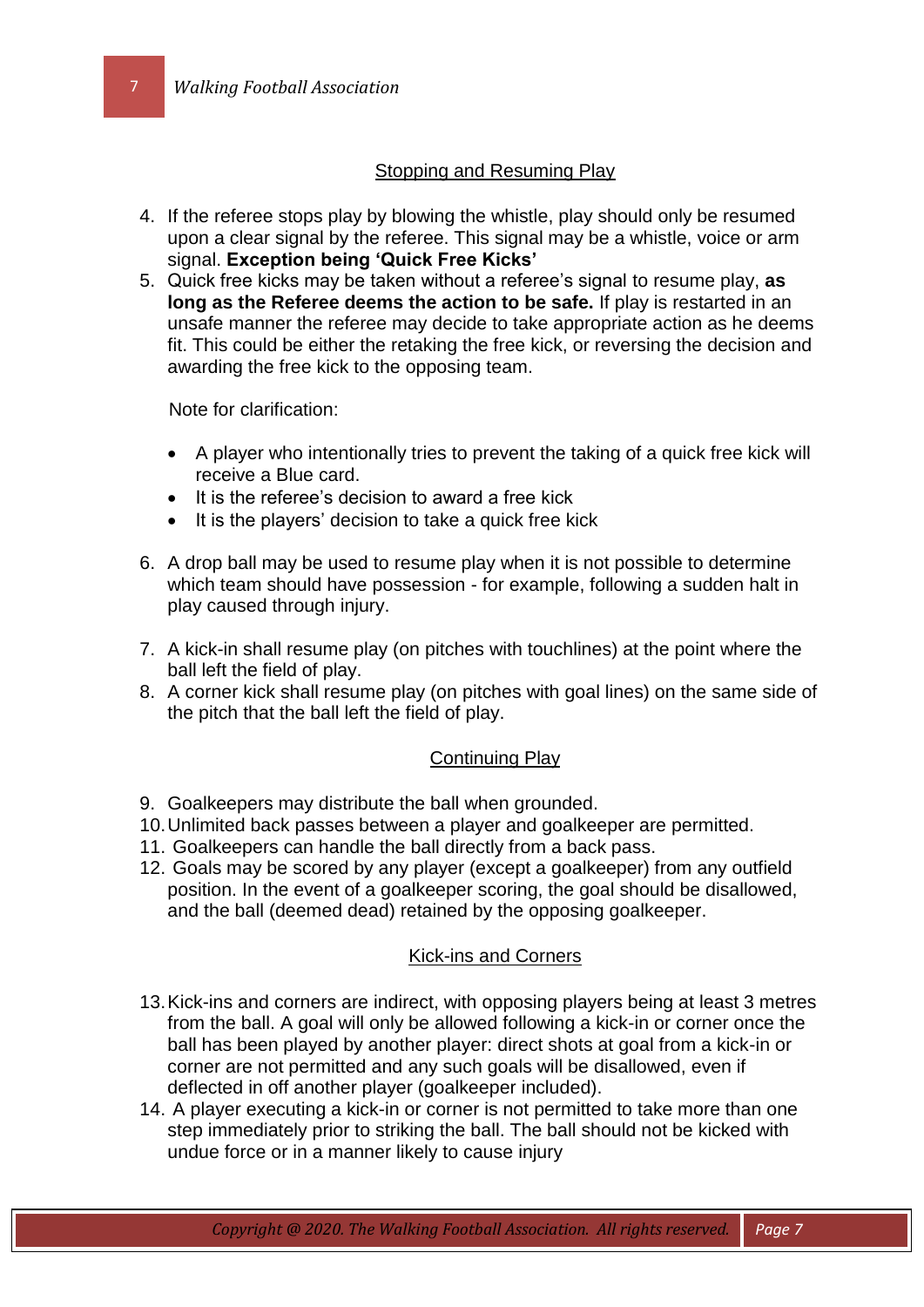## Stopping and Resuming Play

4. If the referee stops play by blowing the whistle, play should only be resumed upon a clear signal by the referee. This signal may be a whistle, voice or arm signal. **Exception being 'Quick Free Kicks'**
5. Quick free kicks may be taken without a referee's signal to resume play, **as long as the Referee deems the action to be safe.** If play is restarted in an unsafe manner the referee may decide to take appropriate action as he deems fit. This could be either the retaking the free kick, or reversing the decision and awarding the free kick to the opposing team.

   Note for clarification:

   - A player who intentionally tries to prevent the taking of a quick free kick will receive a Blue card.
   - It is the referee's decision to award a free kick
   - It is the players' decision to take a quick free kick

6. A drop ball may be used to resume play when it is not possible to determine which team should have possession - for example, following a sudden halt in play caused through injury.
7. A kick-in shall resume play (on pitches with touchlines) at the point where the ball left the field of play.
8. A corner kick shall resume play (on pitches with goal lines) on the same side of the pitch that the ball left the field of play.

## Continuing Play

9. Goalkeepers may distribute the ball when grounded.
10. Unlimited back passes between a player and goalkeeper are permitted.
11. Goalkeepers can handle the ball directly from a back pass.
12. Goals may be scored by any player (except a goalkeeper) from any outfield position. In the event of a goalkeeper scoring, the goal should be disallowed, and the ball (deemed dead) retained by the opposing goalkeeper.

## Kick-ins and Corners

13. Kick-ins and corners are indirect, with opposing players being at least 3 metres from the ball. A goal will only be allowed following a kick-in or corner once the ball has been played by another player: direct shots at goal from a kick-in or corner are not permitted and any such goals will be disallowed, even if deflected in off another player (goalkeeper included).
14. A player executing a kick-in or corner is not permitted to take more than one step immediately prior to striking the ball. The ball should not be kicked with undue force or in a manner likely to cause injury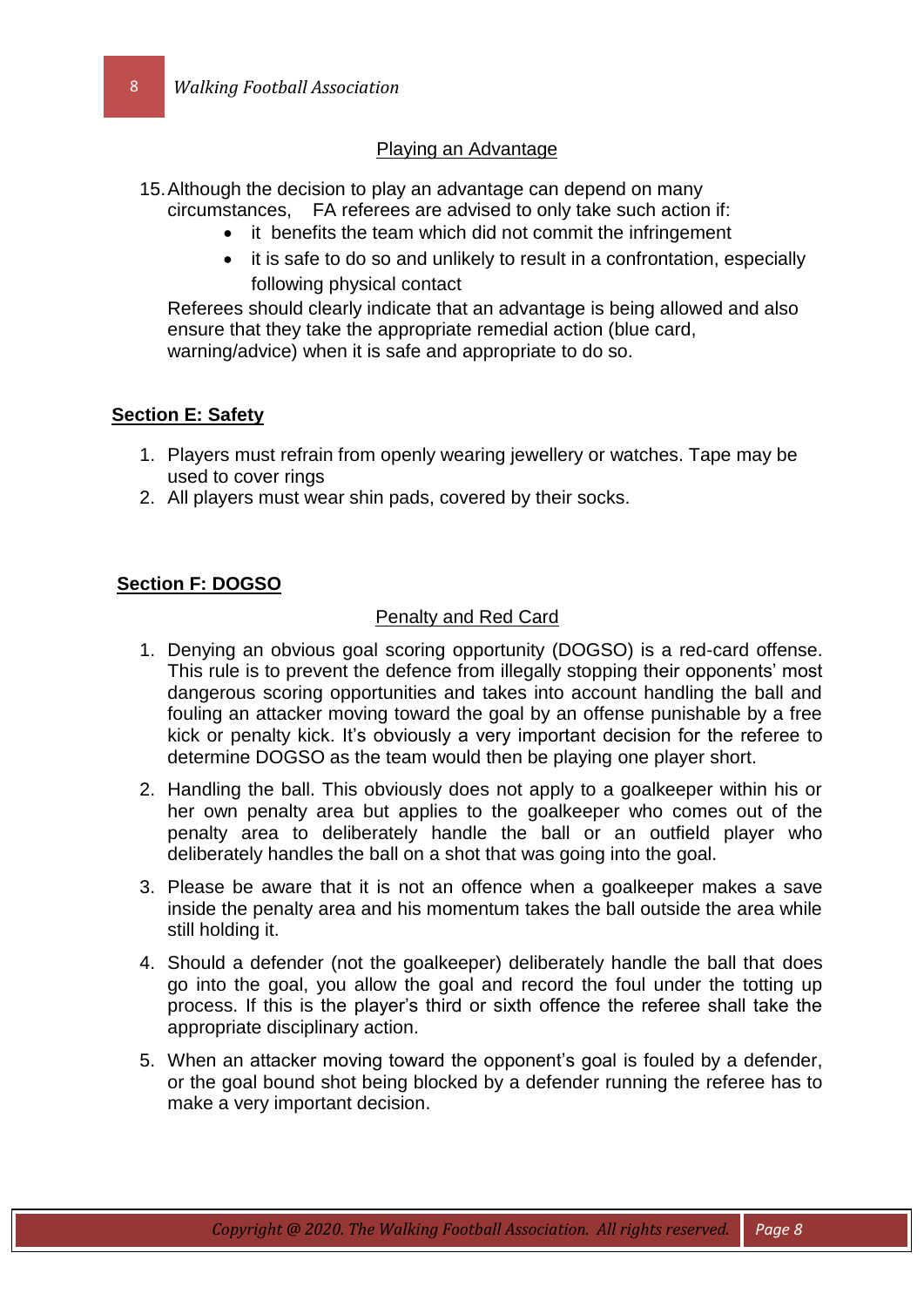### Playing an Advantage

15. Although the decision to play an advantage can depend on many circumstances, FA referees are advised to only take such action if:
    - it benefits the team which did not commit the infringement
    - it is safe to do so and unlikely to result in a confrontation, especially following physical contact

    Referees should clearly indicate that an advantage is being allowed and also ensure that they take the appropriate remedial action (blue card, warning/advice) when it is safe and appropriate to do so.

## Section E: Safety

1. Players must refrain from openly wearing jewellery or watches. Tape may be used to cover rings
2. All players must wear shin pads, covered by their socks.

## Section F: DOGSO

### Penalty and Red Card

1. Denying an obvious goal scoring opportunity (DOGSO) is a red-card offense. This rule is to prevent the defence from illegally stopping their opponents' most dangerous scoring opportunities and takes into account handling the ball and fouling an attacker moving toward the goal by an offense punishable by a free kick or penalty kick. It's obviously a very important decision for the referee to determine DOGSO as the team would then be playing one player short.
2. Handling the ball. This obviously does not apply to a goalkeeper within his or her own penalty area but applies to the goalkeeper who comes out of the penalty area to deliberately handle the ball or an outfield player who deliberately handles the ball on a shot that was going into the goal.
3. Please be aware that it is not an offence when a goalkeeper makes a save inside the penalty area and his momentum takes the ball outside the area while still holding it.
4. Should a defender (not the goalkeeper) deliberately handle the ball that does go into the goal, you allow the goal and record the foul under the totting up process. If this is the player's third or sixth offence the referee shall take the appropriate disciplinary action.
5. When an attacker moving toward the opponent's goal is fouled by a defender, or the goal bound shot being blocked by a defender running the referee has to make a very important decision.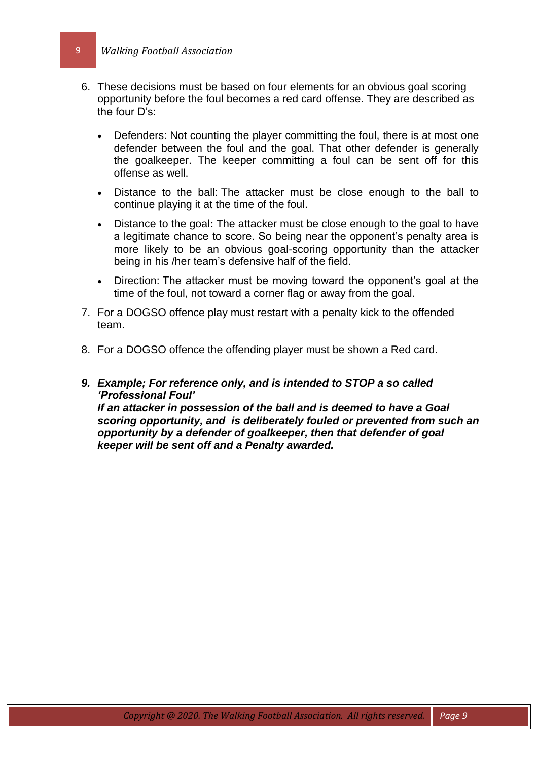6. These decisions must be based on four elements for an obvious goal scoring opportunity before the foul becomes a red card offense. They are described as the four D's:

   - Defenders: Not counting the player committing the foul, there is at most one defender between the foul and the goal. That other defender is generally the goalkeeper. The keeper committing a foul can be sent off for this offense as well.
   - Distance to the ball: The attacker must be close enough to the ball to continue playing it at the time of the foul.
   - Distance to the goal**:** The attacker must be close enough to the goal to have a legitimate chance to score. So being near the opponent's penalty area is more likely to be an obvious goal-scoring opportunity than the attacker being in his /her team's defensive half of the field.
   - Direction: The attacker must be moving toward the opponent's goal at the time of the foul, not toward a corner flag or away from the goal.

7. For a DOGSO offence play must restart with a penalty kick to the offended team.

8. For a DOGSO offence the offending player must be shown a Red card.

9. ***Example; For reference only, and is intended to STOP a so called 'Professional Foul'***
   ***If an attacker in possession of the ball and is deemed to have a Goal scoring opportunity, and is deliberately fouled or prevented from such an opportunity by a defender of goalkeeper, then that defender of goal keeper will be sent off and a Penalty awarded.***